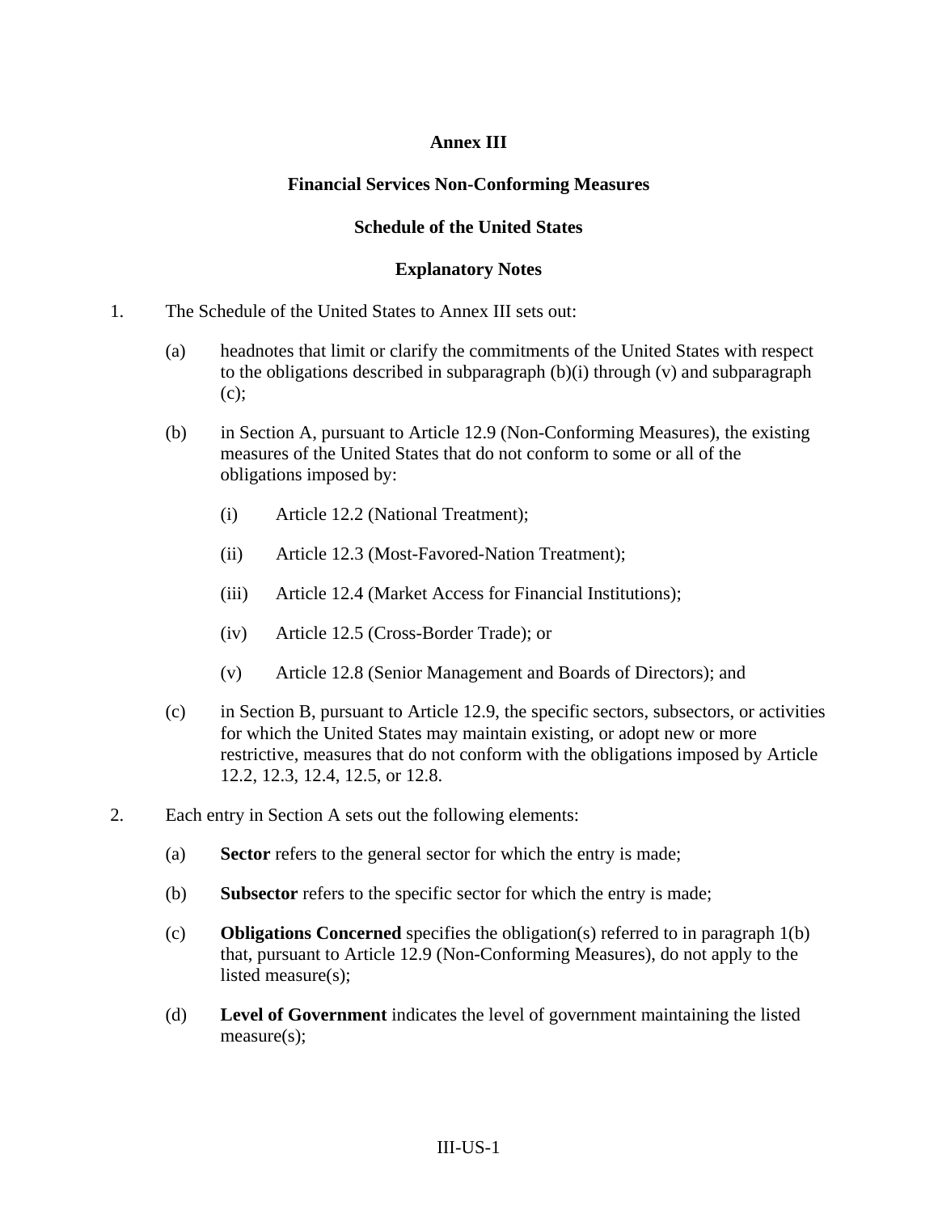# Annex III

## Financial Services Non-Conforming Measures

## Schedule of the United States

### Explanatory Notes

1. The Schedule of the United States to Annex III sets out:

   (a) headnotes that limit or clarify the commitments of the United States with respect to the obligations described in subparagraph (b)(i) through (v) and subparagraph (c);

   (b) in Section A, pursuant to Article 12.9 (Non-Conforming Measures), the existing measures of the United States that do not conform to some or all of the obligations imposed by:

      (i) Article 12.2 (National Treatment);

      (ii) Article 12.3 (Most-Favored-Nation Treatment);

      (iii) Article 12.4 (Market Access for Financial Institutions);

      (iv) Article 12.5 (Cross-Border Trade); or

      (v) Article 12.8 (Senior Management and Boards of Directors); and

   (c) in Section B, pursuant to Article 12.9, the specific sectors, subsectors, or activities for which the United States may maintain existing, or adopt new or more restrictive, measures that do not conform with the obligations imposed by Article 12.2, 12.3, 12.4, 12.5, or 12.8.

2. Each entry in Section A sets out the following elements:

   (a) **Sector** refers to the general sector for which the entry is made;

   (b) **Subsector** refers to the specific sector for which the entry is made;

   (c) **Obligations Concerned** specifies the obligation(s) referred to in paragraph 1(b) that, pursuant to Article 12.9 (Non-Conforming Measures), do not apply to the listed measure(s);

   (d) **Level of Government** indicates the level of government maintaining the listed measure(s);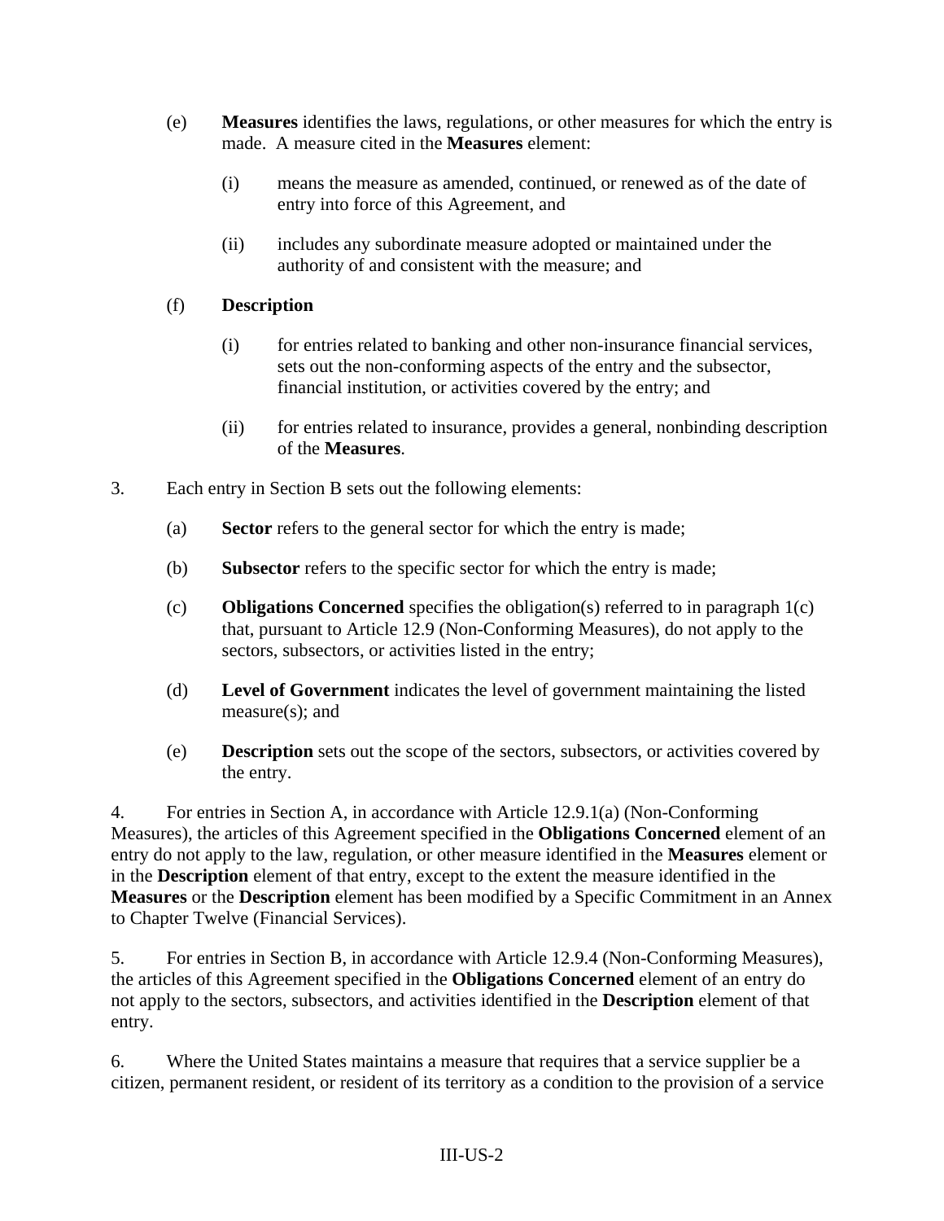(e) **Measures** identifies the laws, regulations, or other measures for which the entry is made. A measure cited in the **Measures** element:

   (i) means the measure as amended, continued, or renewed as of the date of entry into force of this Agreement, and

   (ii) includes any subordinate measure adopted or maintained under the authority of and consistent with the measure; and

(f) **Description**

   (i) for entries related to banking and other non-insurance financial services, sets out the non-conforming aspects of the entry and the subsector, financial institution, or activities covered by the entry; and

   (ii) for entries related to insurance, provides a general, nonbinding description of the **Measures**.

3. Each entry in Section B sets out the following elements:

(a) **Sector** refers to the general sector for which the entry is made;

(b) **Subsector** refers to the specific sector for which the entry is made;

(c) **Obligations Concerned** specifies the obligation(s) referred to in paragraph 1(c) that, pursuant to Article 12.9 (Non-Conforming Measures), do not apply to the sectors, subsectors, or activities listed in the entry;

(d) **Level of Government** indicates the level of government maintaining the listed measure(s); and

(e) **Description** sets out the scope of the sectors, subsectors, or activities covered by the entry.

4. For entries in Section A, in accordance with Article 12.9.1(a) (Non-Conforming Measures), the articles of this Agreement specified in the **Obligations Concerned** element of an entry do not apply to the law, regulation, or other measure identified in the **Measures** element or in the **Description** element of that entry, except to the extent the measure identified in the **Measures** or the **Description** element has been modified by a Specific Commitment in an Annex to Chapter Twelve (Financial Services).

5. For entries in Section B, in accordance with Article 12.9.4 (Non-Conforming Measures), the articles of this Agreement specified in the **Obligations Concerned** element of an entry do not apply to the sectors, subsectors, and activities identified in the **Description** element of that entry.

6. Where the United States maintains a measure that requires that a service supplier be a citizen, permanent resident, or resident of its territory as a condition to the provision of a service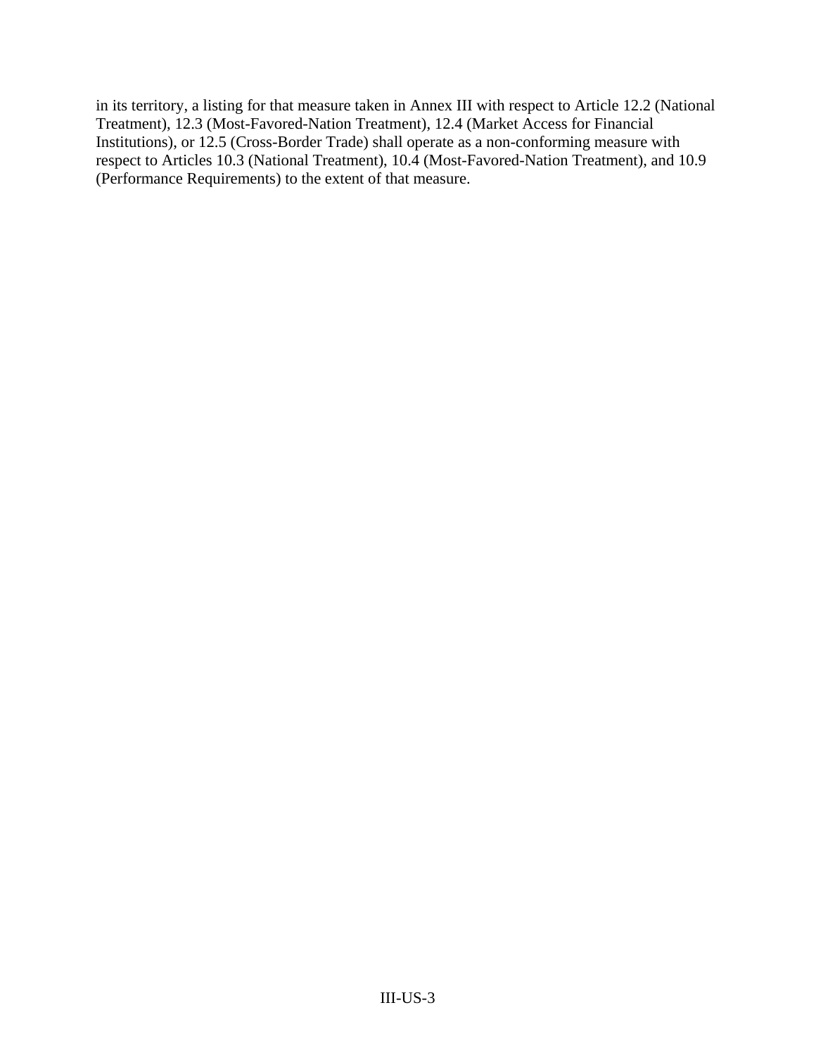in its territory, a listing for that measure taken in Annex III with respect to Article 12.2 (National Treatment), 12.3 (Most-Favored-Nation Treatment), 12.4 (Market Access for Financial Institutions), or 12.5 (Cross-Border Trade) shall operate as a non-conforming measure with respect to Articles 10.3 (National Treatment), 10.4 (Most-Favored-Nation Treatment), and 10.9 (Performance Requirements) to the extent of that measure.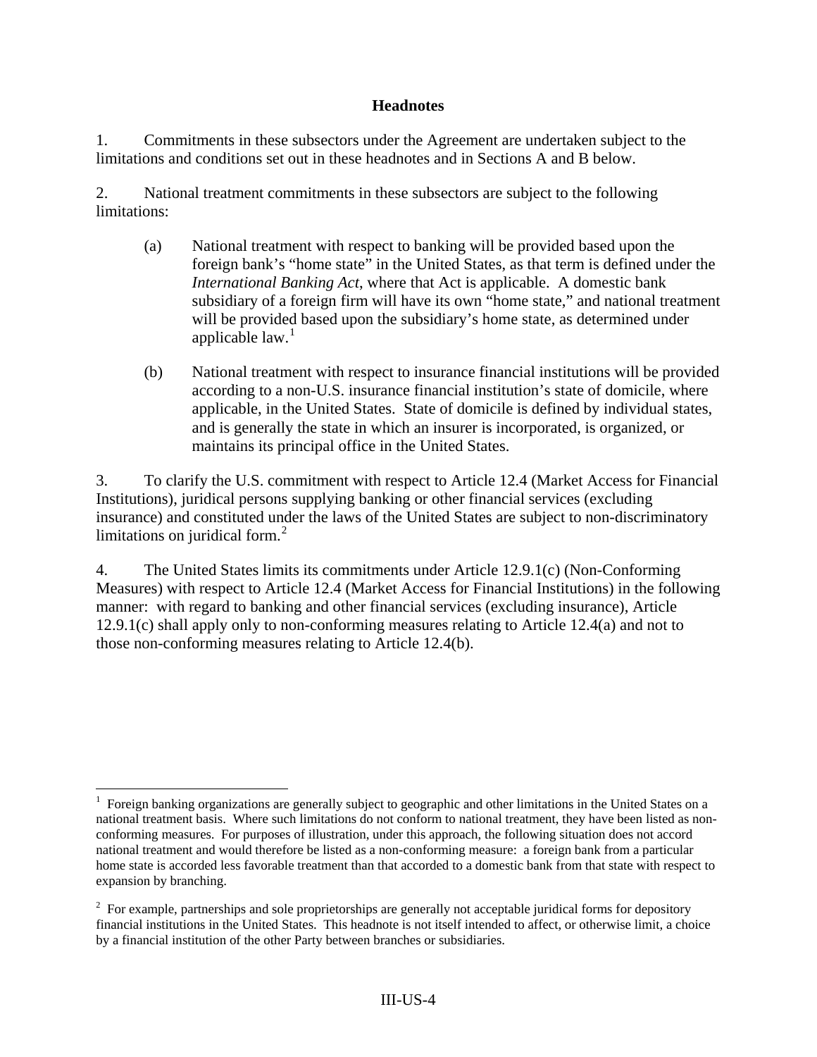## Headnotes

1. Commitments in these subsectors under the Agreement are undertaken subject to the limitations and conditions set out in these headnotes and in Sections A and B below.

2. National treatment commitments in these subsectors are subject to the following limitations:

   (a) National treatment with respect to banking will be provided based upon the foreign bank's "home state" in the United States, as that term is defined under the *International Banking Act*, where that Act is applicable. A domestic bank subsidiary of a foreign firm will have its own "home state," and national treatment will be provided based upon the subsidiary's home state, as determined under applicable law.[1]

   (b) National treatment with respect to insurance financial institutions will be provided according to a non-U.S. insurance financial institution's state of domicile, where applicable, in the United States. State of domicile is defined by individual states, and is generally the state in which an insurer is incorporated, is organized, or maintains its principal office in the United States.

3. To clarify the U.S. commitment with respect to Article 12.4 (Market Access for Financial Institutions), juridical persons supplying banking or other financial services (excluding insurance) and constituted under the laws of the United States are subject to non-discriminatory limitations on juridical form.[2]

4. The United States limits its commitments under Article 12.9.1(c) (Non-Conforming Measures) with respect to Article 12.4 (Market Access for Financial Institutions) in the following manner: with regard to banking and other financial services (excluding insurance), Article 12.9.1(c) shall apply only to non-conforming measures relating to Article 12.4(a) and not to those non-conforming measures relating to Article 12.4(b).

---

[1] Foreign banking organizations are generally subject to geographic and other limitations in the United States on a national treatment basis. Where such limitations do not conform to national treatment, they have been listed as non-conforming measures. For purposes of illustration, under this approach, the following situation does not accord national treatment and would therefore be listed as a non-conforming measure: a foreign bank from a particular home state is accorded less favorable treatment than that accorded to a domestic bank from that state with respect to expansion by branching.

[2] For example, partnerships and sole proprietorships are generally not acceptable juridical forms for depository financial institutions in the United States. This headnote is not itself intended to affect, or otherwise limit, a choice by a financial institution of the other Party between branches or subsidiaries.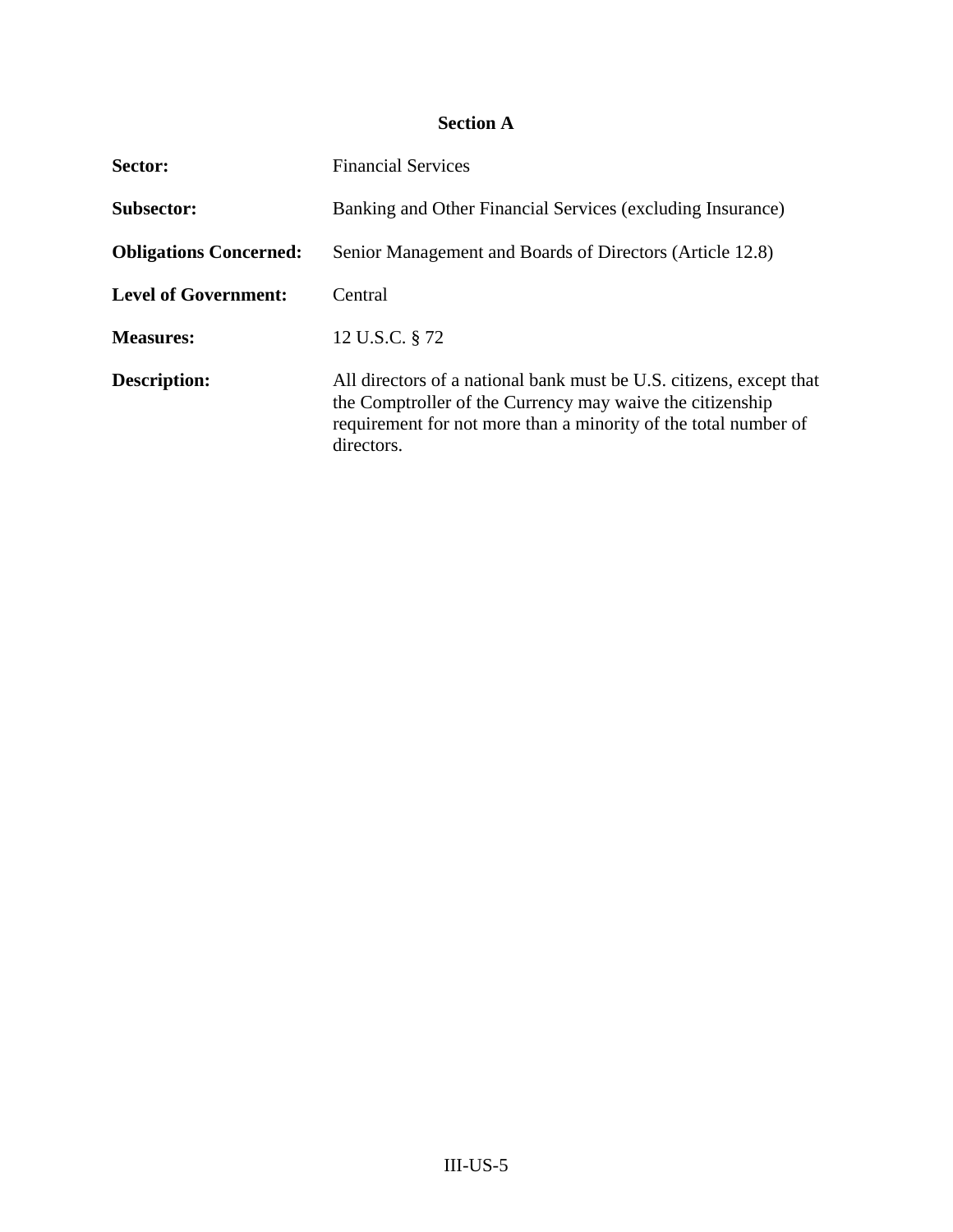## Section A

**Sector:** Financial Services

**Subsector:** Banking and Other Financial Services (excluding Insurance)

**Obligations Concerned:** Senior Management and Boards of Directors (Article 12.8)

**Level of Government:** Central

**Measures:** 12 U.S.C. § 72

**Description:** All directors of a national bank must be U.S. citizens, except that the Comptroller of the Currency may waive the citizenship requirement for not more than a minority of the total number of directors.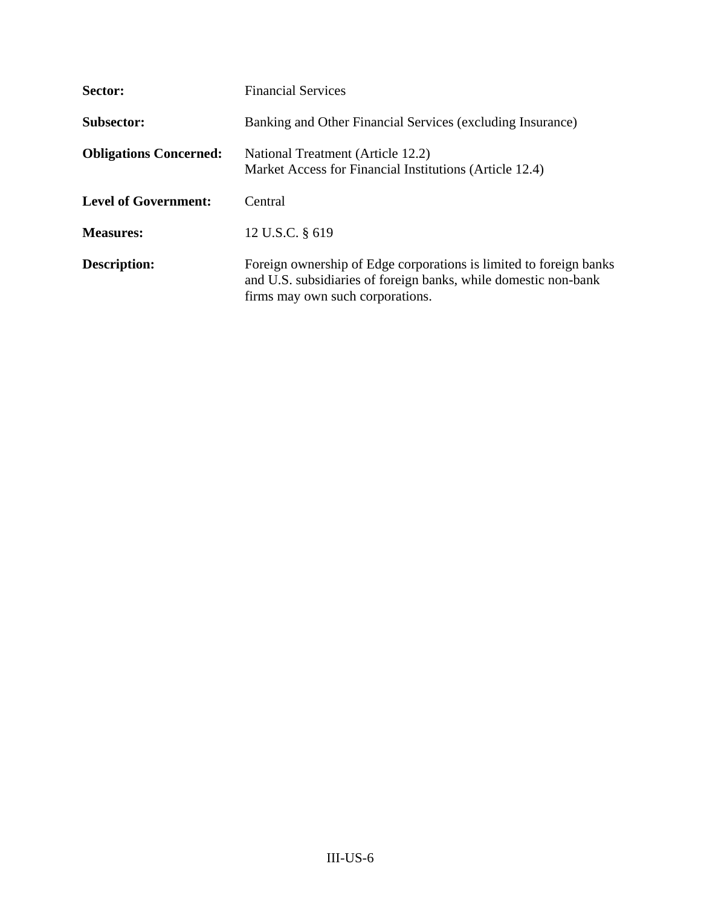| | |
|---|---|
| **Sector:** | Financial Services |
| **Subsector:** | Banking and Other Financial Services (excluding Insurance) |
| **Obligations Concerned:** | National Treatment (Article 12.2)<br>Market Access for Financial Institutions (Article 12.4) |
| **Level of Government:** | Central |
| **Measures:** | 12 U.S.C. § 619 |
| **Description:** | Foreign ownership of Edge corporations is limited to foreign banks and U.S. subsidiaries of foreign banks, while domestic non-bank firms may own such corporations. |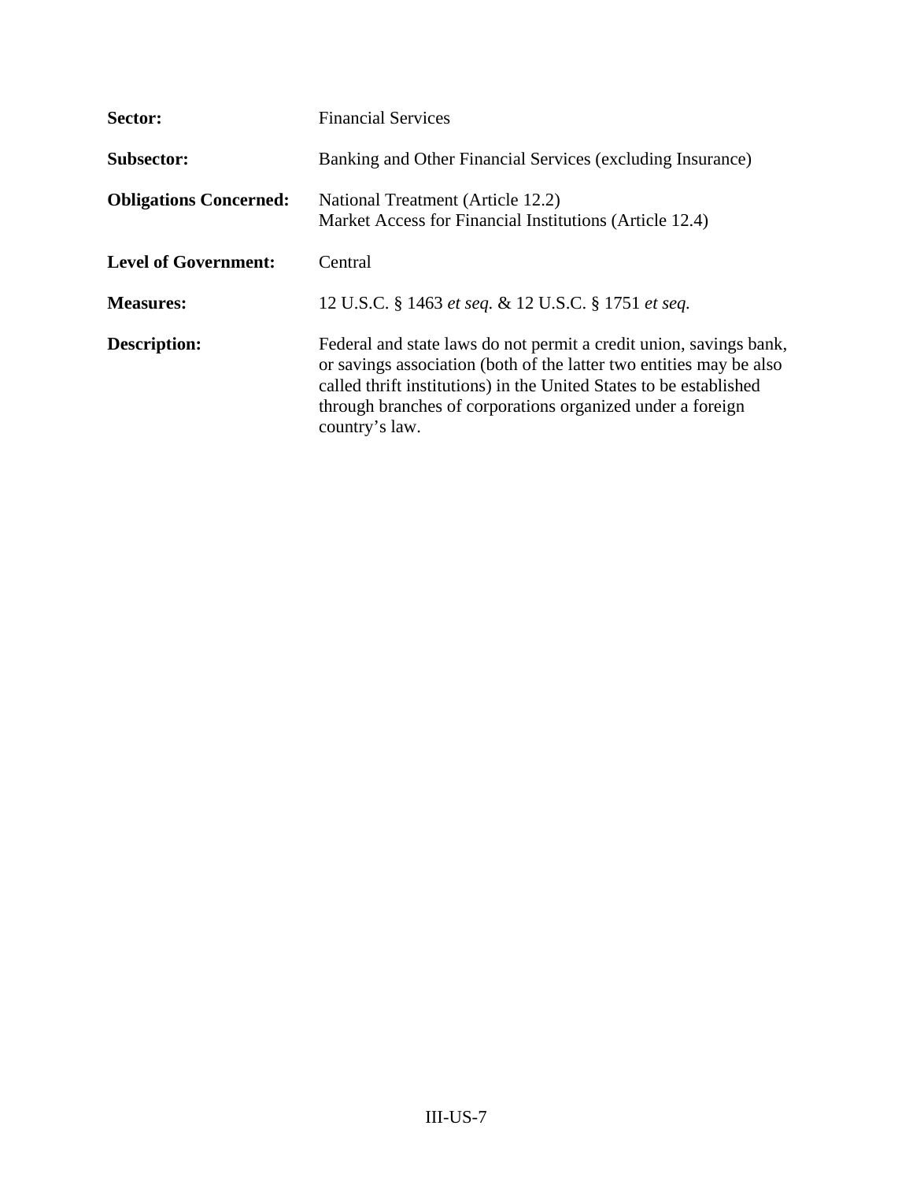**Sector:** Financial Services

**Subsector:** Banking and Other Financial Services (excluding Insurance)

**Obligations Concerned:** National Treatment (Article 12.2)
Market Access for Financial Institutions (Article 12.4)

**Level of Government:** Central

**Measures:** 12 U.S.C. § 1463 *et seq.* & 12 U.S.C. § 1751 *et seq.*

**Description:** Federal and state laws do not permit a credit union, savings bank, or savings association (both of the latter two entities may be also called thrift institutions) in the United States to be established through branches of corporations organized under a foreign country's law.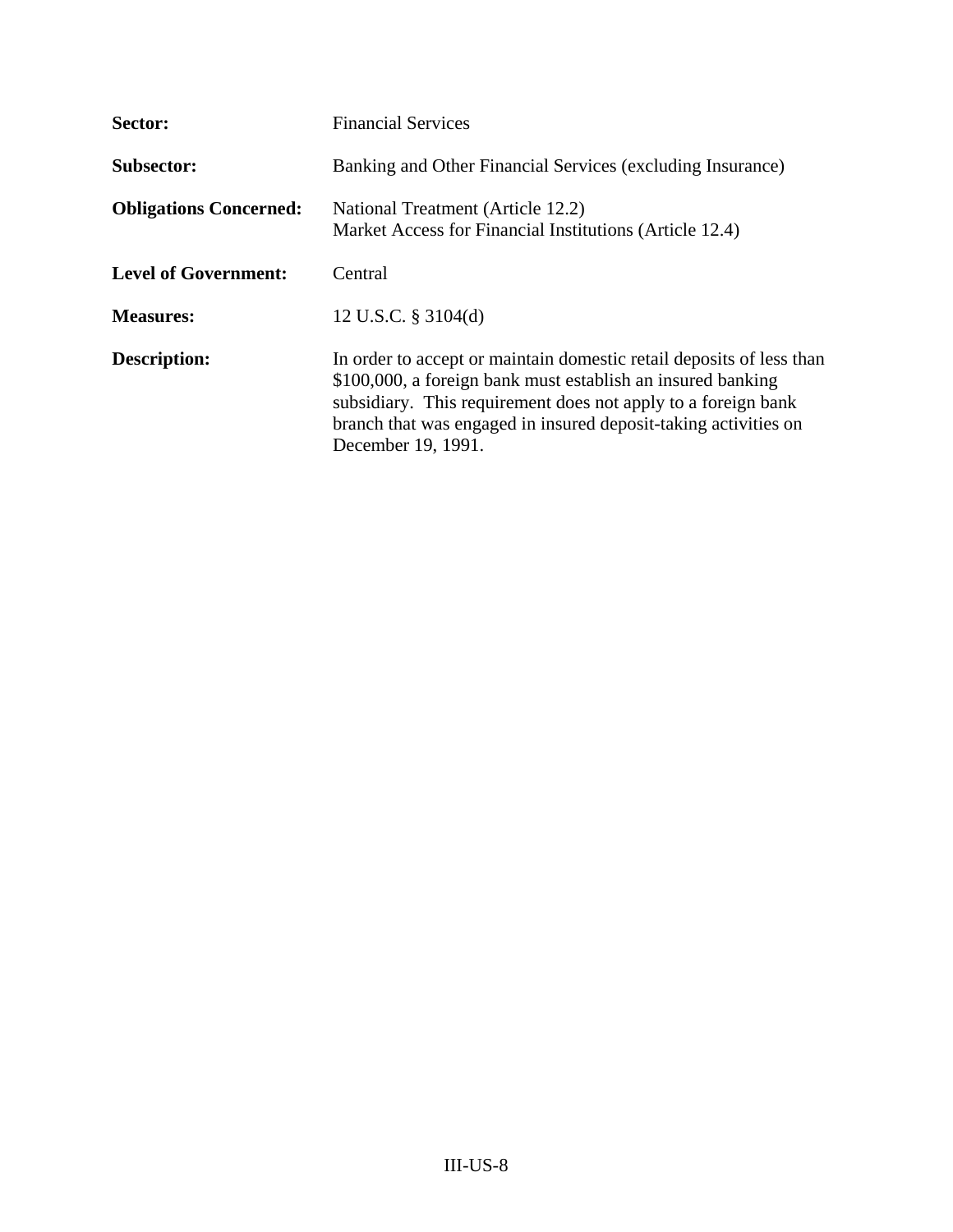**Sector:** Financial Services

**Subsector:** Banking and Other Financial Services (excluding Insurance)

**Obligations Concerned:** National Treatment (Article 12.2)
Market Access for Financial Institutions (Article 12.4)

**Level of Government:** Central

**Measures:** 12 U.S.C. § 3104(d)

**Description:** In order to accept or maintain domestic retail deposits of less than $100,000, a foreign bank must establish an insured banking subsidiary. This requirement does not apply to a foreign bank branch that was engaged in insured deposit-taking activities on December 19, 1991.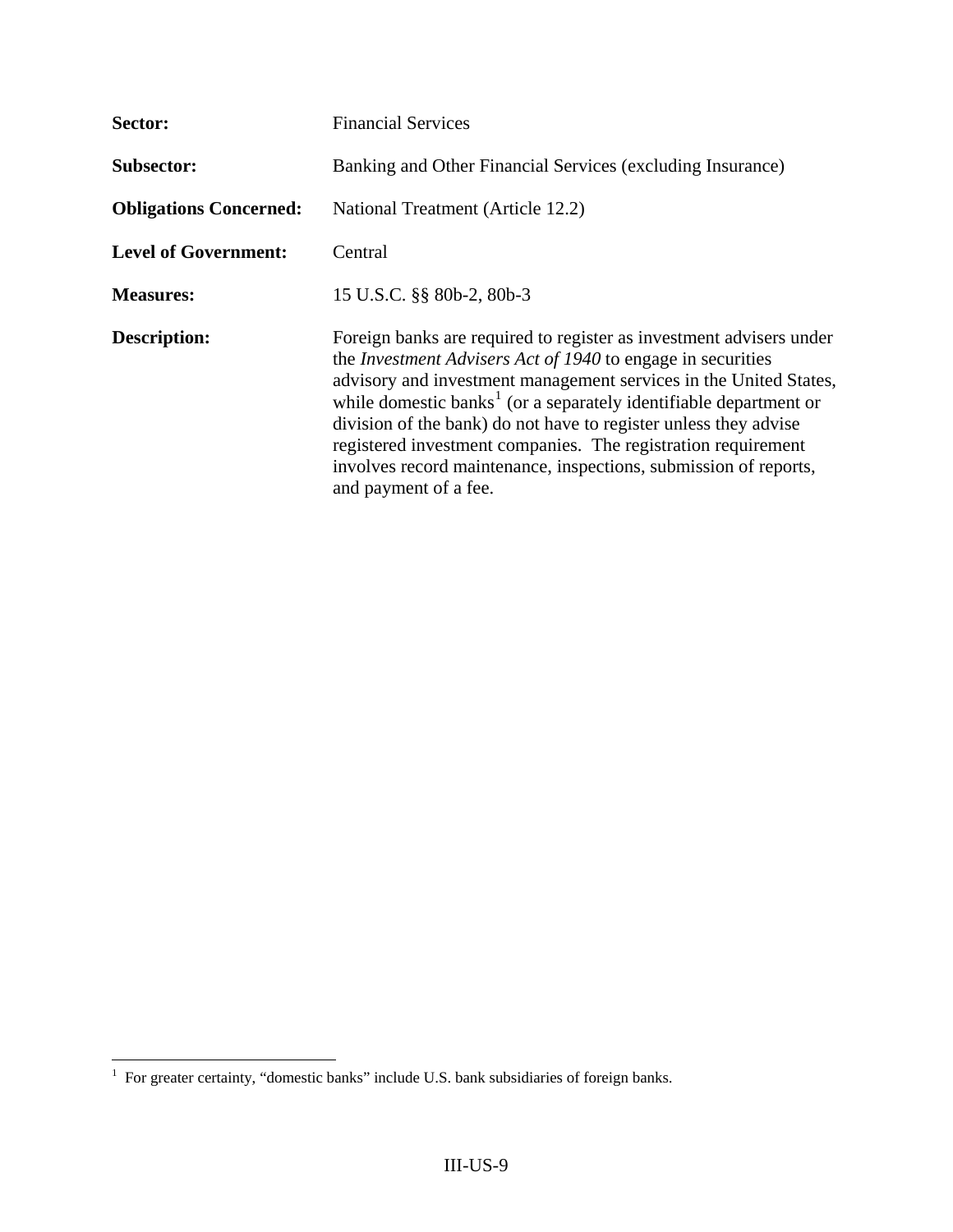**Sector:** Financial Services

**Subsector:** Banking and Other Financial Services (excluding Insurance)

**Obligations Concerned:** National Treatment (Article 12.2)

**Level of Government:** Central

**Measures:** 15 U.S.C. §§ 80b-2, 80b-3

**Description:** Foreign banks are required to register as investment advisers under the *Investment Advisers Act of 1940* to engage in securities advisory and investment management services in the United States, while domestic banks[1] (or a separately identifiable department or division of the bank) do not have to register unless they advise registered investment companies. The registration requirement involves record maintenance, inspections, submission of reports, and payment of a fee.

---

[1] For greater certainty, "domestic banks" include U.S. bank subsidiaries of foreign banks.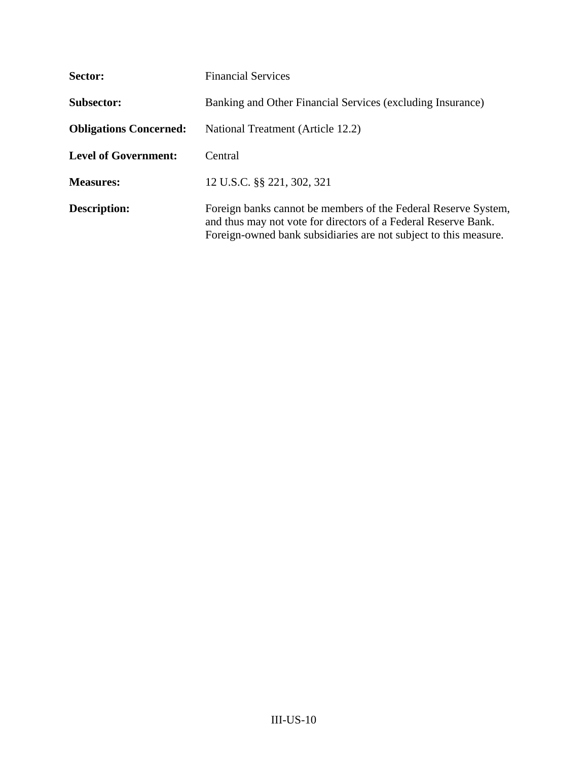| | |
|---|---|
| **Sector:** | Financial Services |
| **Subsector:** | Banking and Other Financial Services (excluding Insurance) |
| **Obligations Concerned:** | National Treatment (Article 12.2) |
| **Level of Government:** | Central |
| **Measures:** | 12 U.S.C. §§ 221, 302, 321 |
| **Description:** | Foreign banks cannot be members of the Federal Reserve System, and thus may not vote for directors of a Federal Reserve Bank. Foreign-owned bank subsidiaries are not subject to this measure. |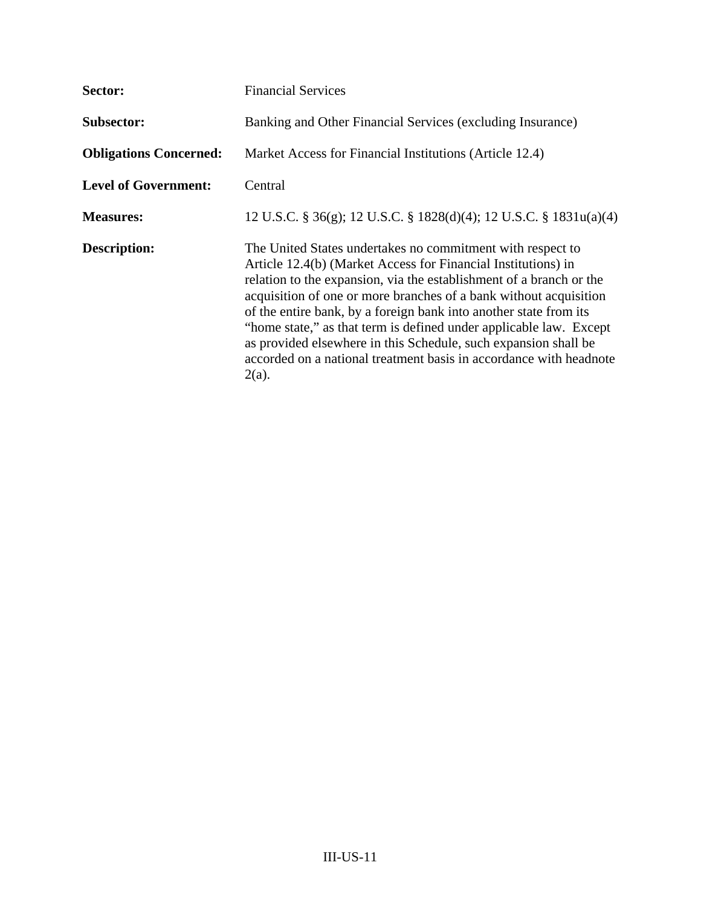**Sector:** Financial Services

**Subsector:** Banking and Other Financial Services (excluding Insurance)

**Obligations Concerned:** Market Access for Financial Institutions (Article 12.4)

**Level of Government:** Central

**Measures:** 12 U.S.C. § 36(g); 12 U.S.C. § 1828(d)(4); 12 U.S.C. § 1831u(a)(4)

**Description:** The United States undertakes no commitment with respect to Article 12.4(b) (Market Access for Financial Institutions) in relation to the expansion, via the establishment of a branch or the acquisition of one or more branches of a bank without acquisition of the entire bank, by a foreign bank into another state from its "home state," as that term is defined under applicable law. Except as provided elsewhere in this Schedule, such expansion shall be accorded on a national treatment basis in accordance with headnote 2(a).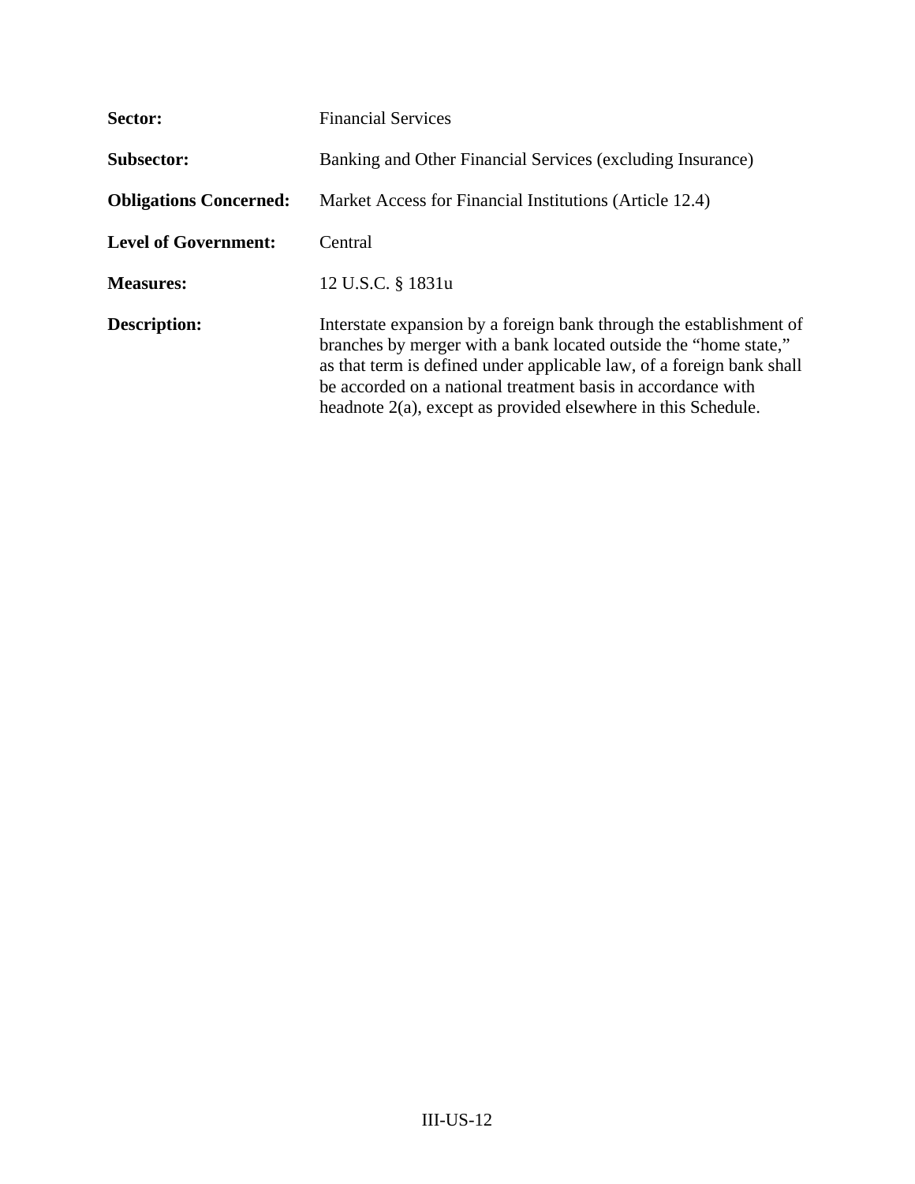**Sector:** Financial Services

**Subsector:** Banking and Other Financial Services (excluding Insurance)

**Obligations Concerned:** Market Access for Financial Institutions (Article 12.4)

**Level of Government:** Central

**Measures:** 12 U.S.C. § 1831u

**Description:** Interstate expansion by a foreign bank through the establishment of branches by merger with a bank located outside the "home state," as that term is defined under applicable law, of a foreign bank shall be accorded on a national treatment basis in accordance with headnote 2(a), except as provided elsewhere in this Schedule.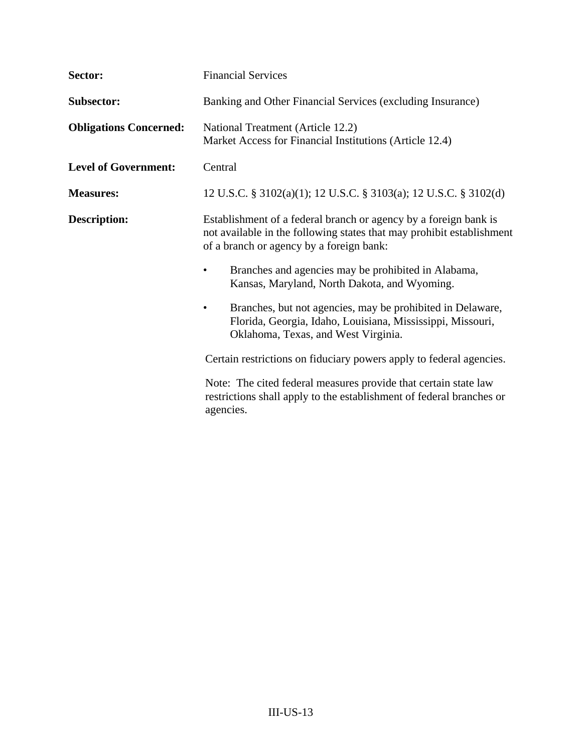**Sector:** Financial Services

**Subsector:** Banking and Other Financial Services (excluding Insurance)

**Obligations Concerned:** National Treatment (Article 12.2)
Market Access for Financial Institutions (Article 12.4)

**Level of Government:** Central

**Measures:** 12 U.S.C. § 3102(a)(1); 12 U.S.C. § 3103(a); 12 U.S.C. § 3102(d)

**Description:** Establishment of a federal branch or agency by a foreign bank is not available in the following states that may prohibit establishment of a branch or agency by a foreign bank:

- Branches and agencies may be prohibited in Alabama, Kansas, Maryland, North Dakota, and Wyoming.
- Branches, but not agencies, may be prohibited in Delaware, Florida, Georgia, Idaho, Louisiana, Mississippi, Missouri, Oklahoma, Texas, and West Virginia.

Certain restrictions on fiduciary powers apply to federal agencies.

Note: The cited federal measures provide that certain state law restrictions shall apply to the establishment of federal branches or agencies.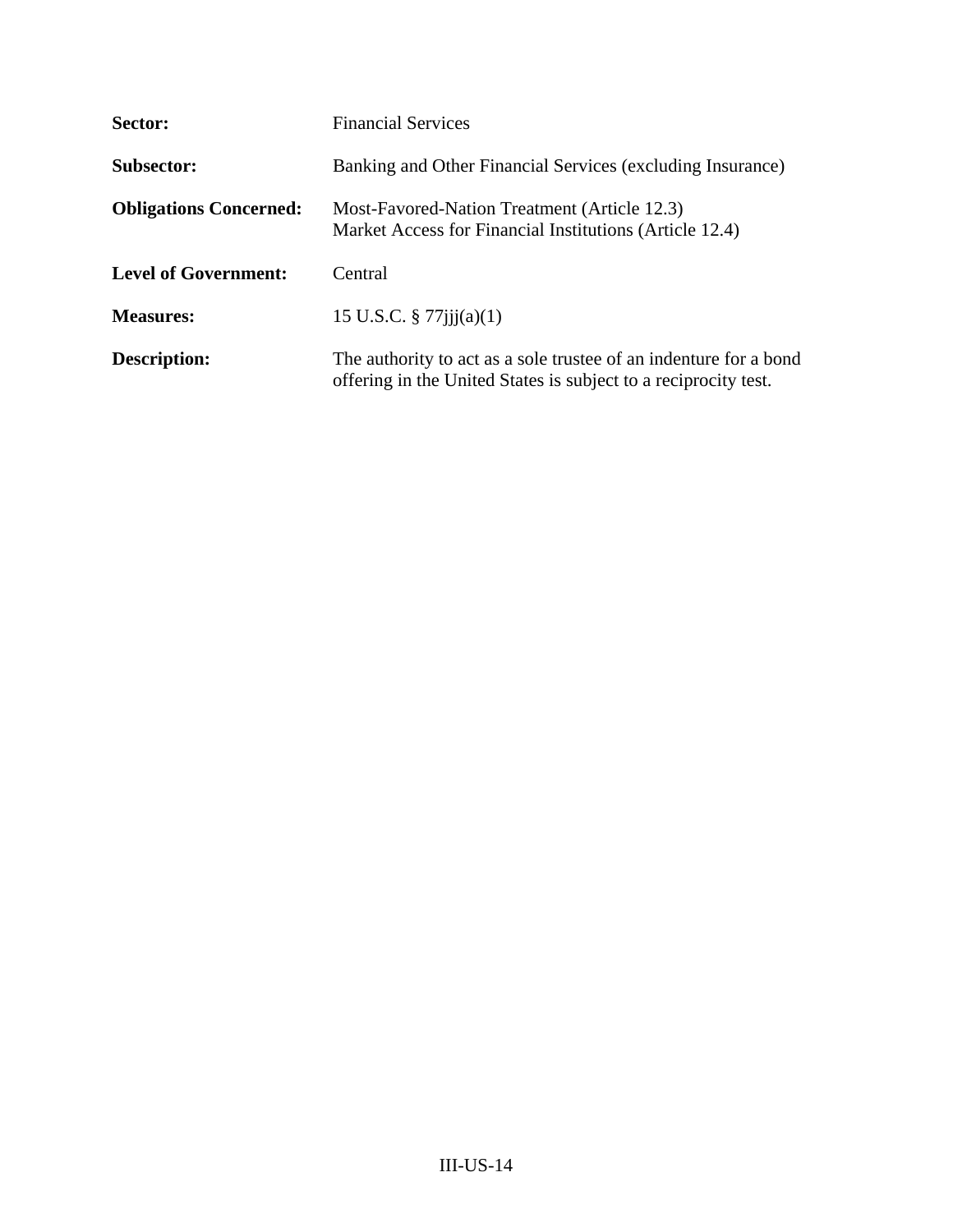**Sector:** Financial Services

**Subsector:** Banking and Other Financial Services (excluding Insurance)

**Obligations Concerned:** Most-Favored-Nation Treatment (Article 12.3)
Market Access for Financial Institutions (Article 12.4)

**Level of Government:** Central

**Measures:** 15 U.S.C. § 77jjj(a)(1)

**Description:** The authority to act as a sole trustee of an indenture for a bond offering in the United States is subject to a reciprocity test.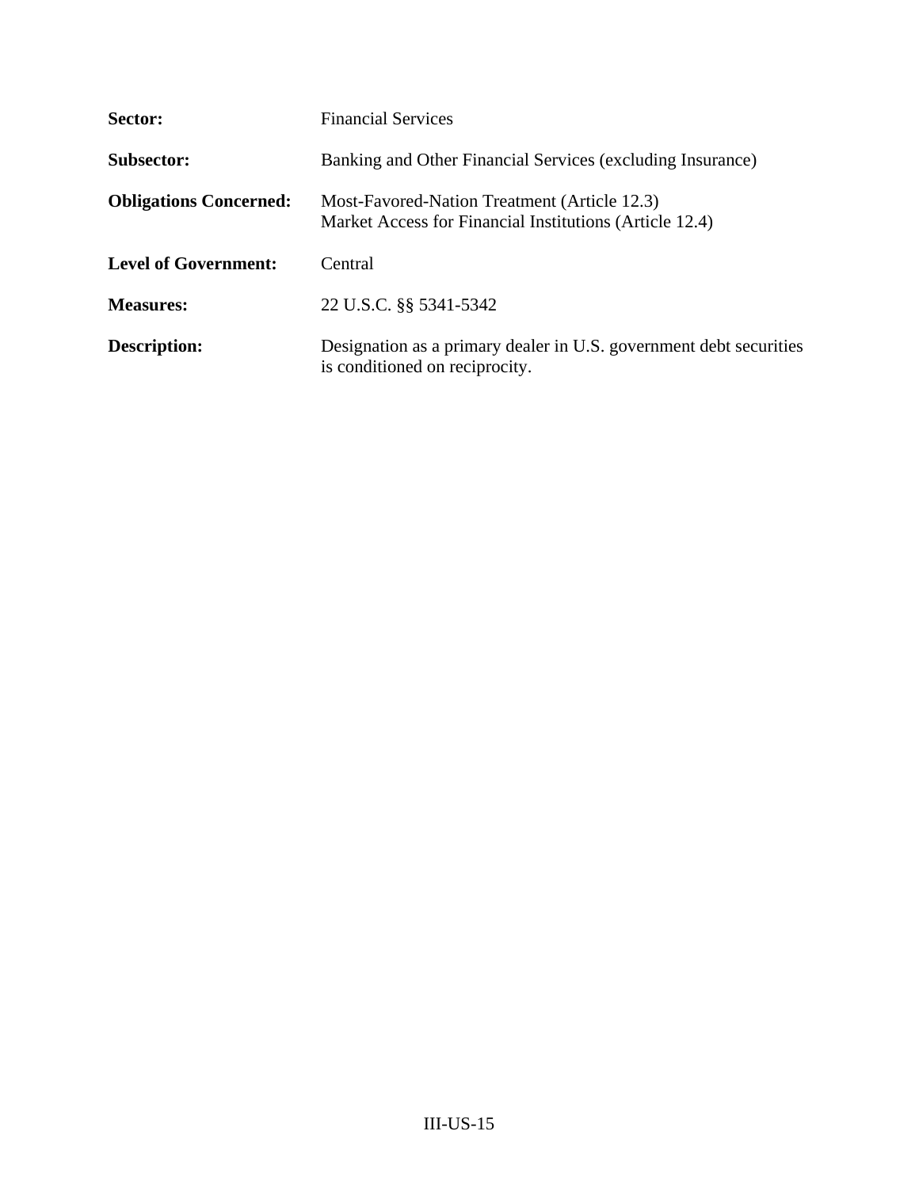**Sector:** Financial Services

**Subsector:** Banking and Other Financial Services (excluding Insurance)

**Obligations Concerned:** Most-Favored-Nation Treatment (Article 12.3)
Market Access for Financial Institutions (Article 12.4)

**Level of Government:** Central

**Measures:** 22 U.S.C. §§ 5341-5342

**Description:** Designation as a primary dealer in U.S. government debt securities is conditioned on reciprocity.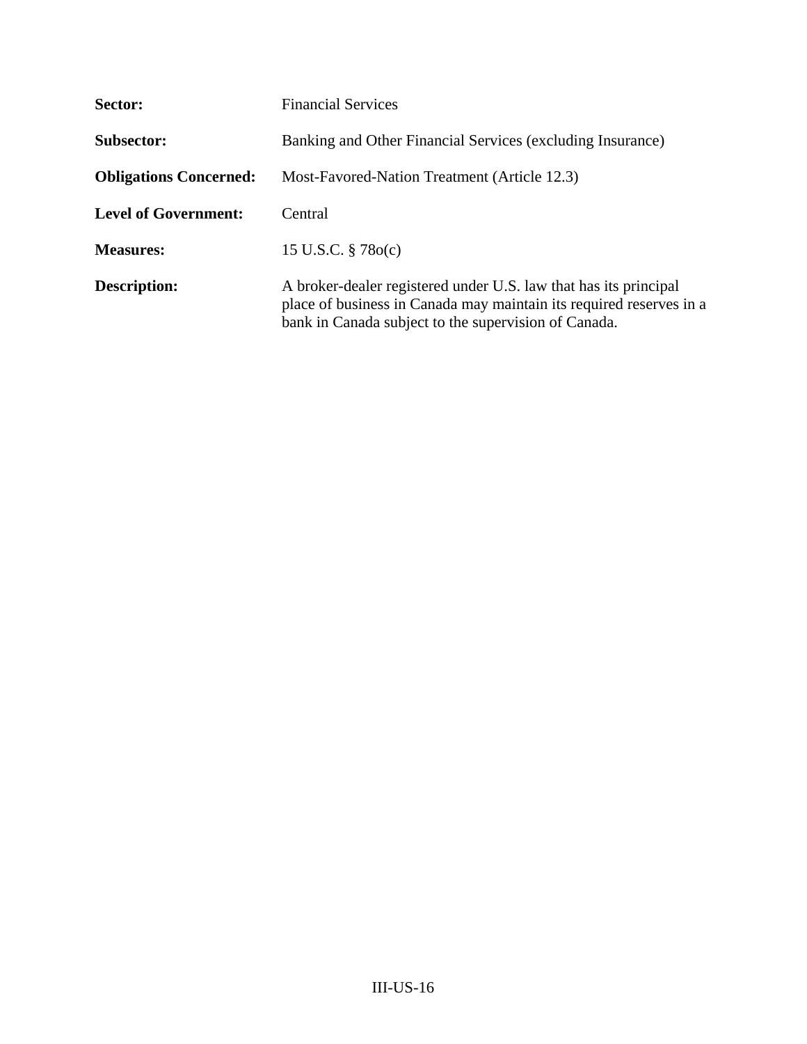**Sector:** Financial Services

**Subsector:** Banking and Other Financial Services (excluding Insurance)

**Obligations Concerned:** Most-Favored-Nation Treatment (Article 12.3)

**Level of Government:** Central

**Measures:** 15 U.S.C. § 78o(c)

**Description:** A broker-dealer registered under U.S. law that has its principal place of business in Canada may maintain its required reserves in a bank in Canada subject to the supervision of Canada.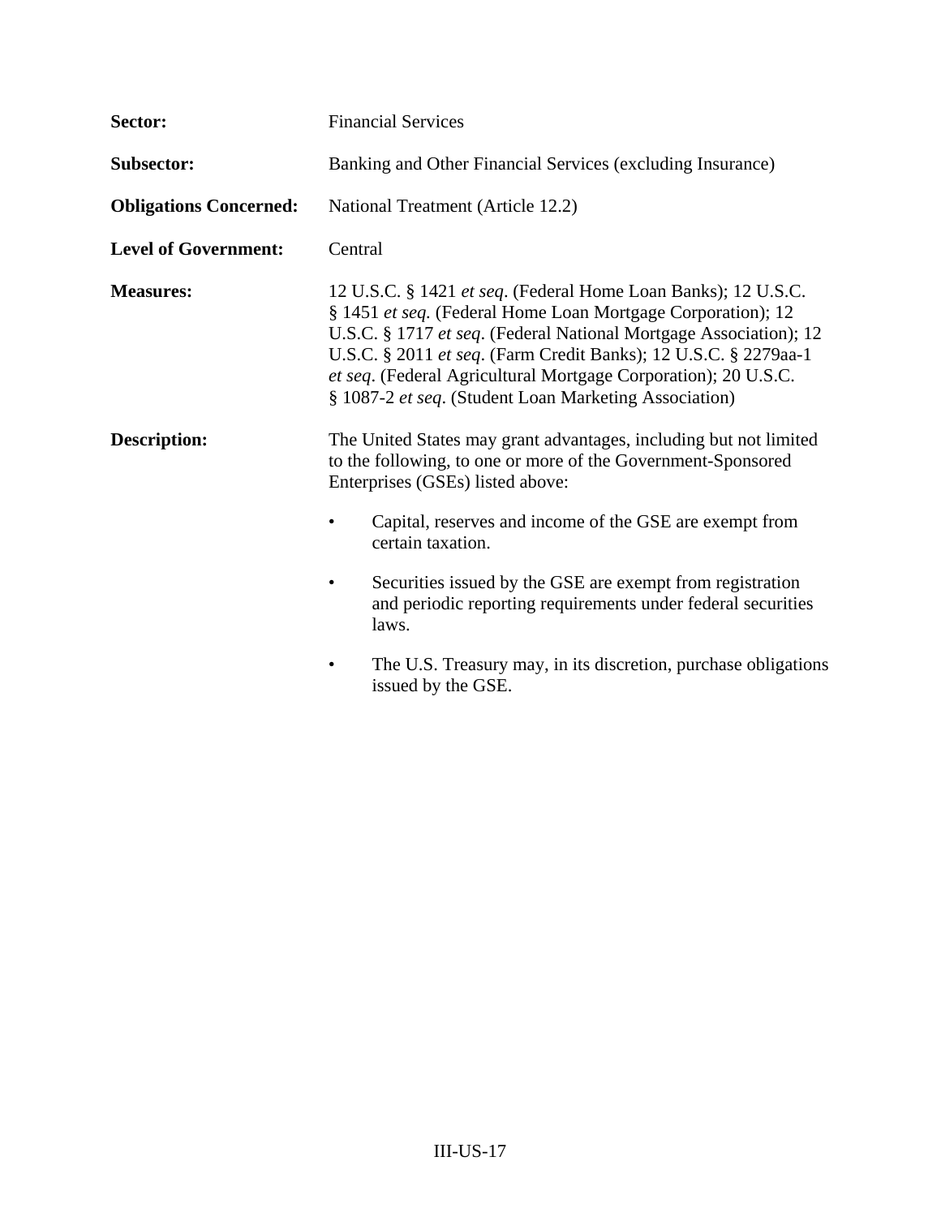**Sector:** Financial Services

**Subsector:** Banking and Other Financial Services (excluding Insurance)

**Obligations Concerned:** National Treatment (Article 12.2)

**Level of Government:** Central

**Measures:** 12 U.S.C. § 1421 *et seq*. (Federal Home Loan Banks); 12 U.S.C. § 1451 *et seq.* (Federal Home Loan Mortgage Corporation); 12 U.S.C. § 1717 *et seq*. (Federal National Mortgage Association); 12 U.S.C. § 2011 *et seq*. (Farm Credit Banks); 12 U.S.C. § 2279aa-1 *et seq*. (Federal Agricultural Mortgage Corporation); 20 U.S.C. § 1087-2 *et seq*. (Student Loan Marketing Association)

**Description:** The United States may grant advantages, including but not limited to the following, to one or more of the Government-Sponsored Enterprises (GSEs) listed above:

- Capital, reserves and income of the GSE are exempt from certain taxation.
- Securities issued by the GSE are exempt from registration and periodic reporting requirements under federal securities laws.
- The U.S. Treasury may, in its discretion, purchase obligations issued by the GSE.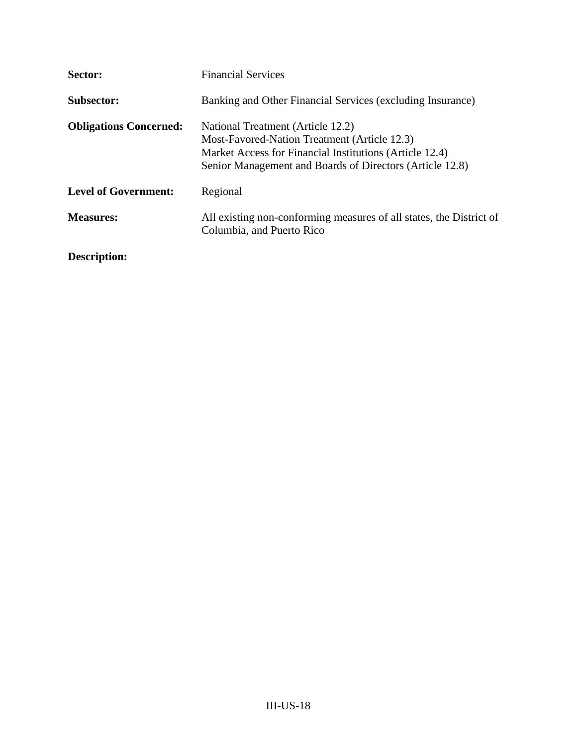**Sector:** Financial Services

**Subsector:** Banking and Other Financial Services (excluding Insurance)

**Obligations Concerned:** National Treatment (Article 12.2)
Most-Favored-Nation Treatment (Article 12.3)
Market Access for Financial Institutions (Article 12.4)
Senior Management and Boards of Directors (Article 12.8)

**Level of Government:** Regional

**Measures:** All existing non-conforming measures of all states, the District of Columbia, and Puerto Rico

**Description:**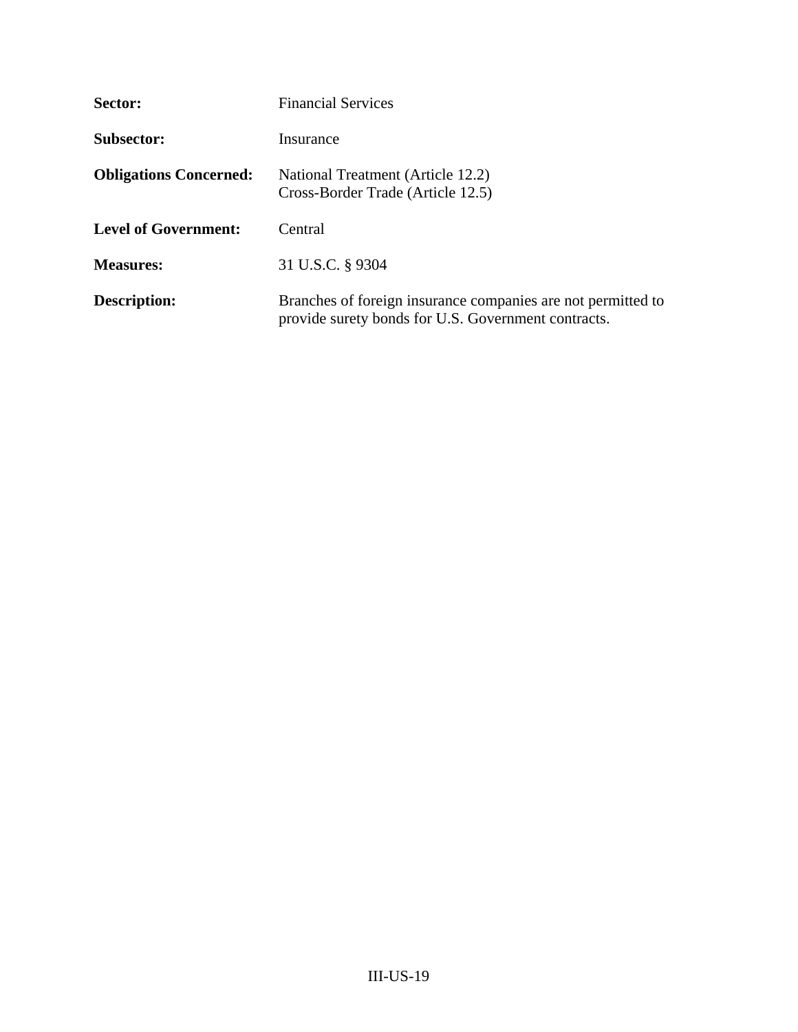| | |
|---|---|
| **Sector:** | Financial Services |
| **Subsector:** | Insurance |
| **Obligations Concerned:** | National Treatment (Article 12.2)<br>Cross-Border Trade (Article 12.5) |
| **Level of Government:** | Central |
| **Measures:** | 31 U.S.C. § 9304 |
| **Description:** | Branches of foreign insurance companies are not permitted to provide surety bonds for U.S. Government contracts. |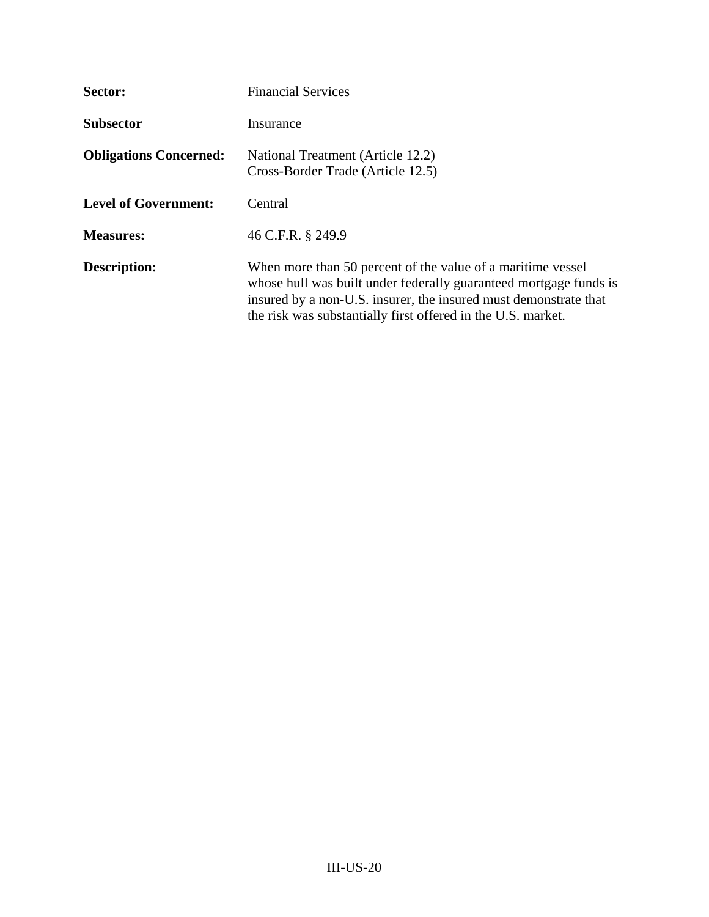**Sector:** Financial Services

**Subsector** Insurance

**Obligations Concerned:** National Treatment (Article 12.2)
Cross-Border Trade (Article 12.5)

**Level of Government:** Central

**Measures:** 46 C.F.R. § 249.9

**Description:** When more than 50 percent of the value of a maritime vessel whose hull was built under federally guaranteed mortgage funds is insured by a non-U.S. insurer, the insured must demonstrate that the risk was substantially first offered in the U.S. market.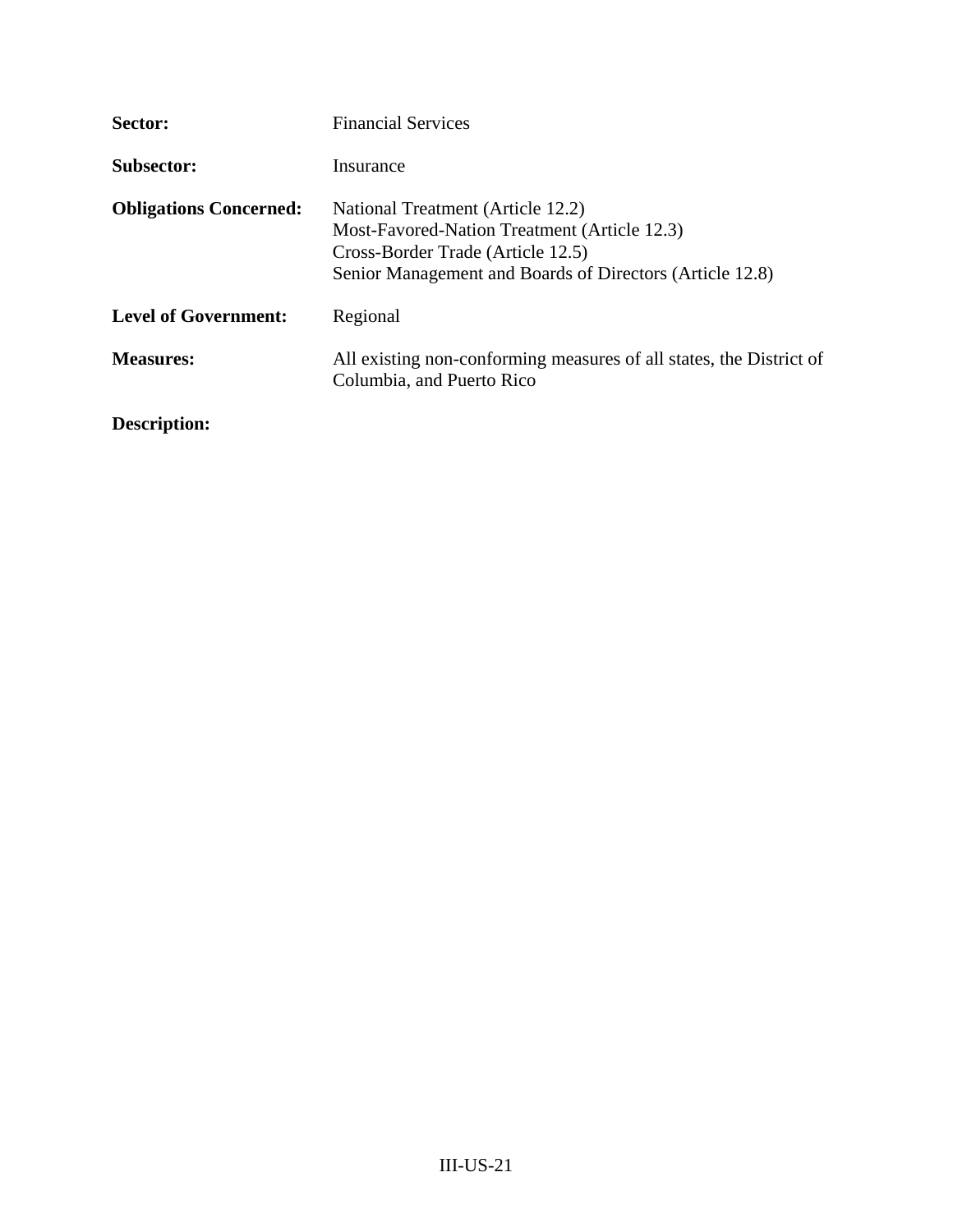**Sector:** Financial Services

**Subsector:** Insurance

**Obligations Concerned:** National Treatment (Article 12.2)
Most-Favored-Nation Treatment (Article 12.3)
Cross-Border Trade (Article 12.5)
Senior Management and Boards of Directors (Article 12.8)

**Level of Government:** Regional

**Measures:** All existing non-conforming measures of all states, the District of Columbia, and Puerto Rico

**Description:**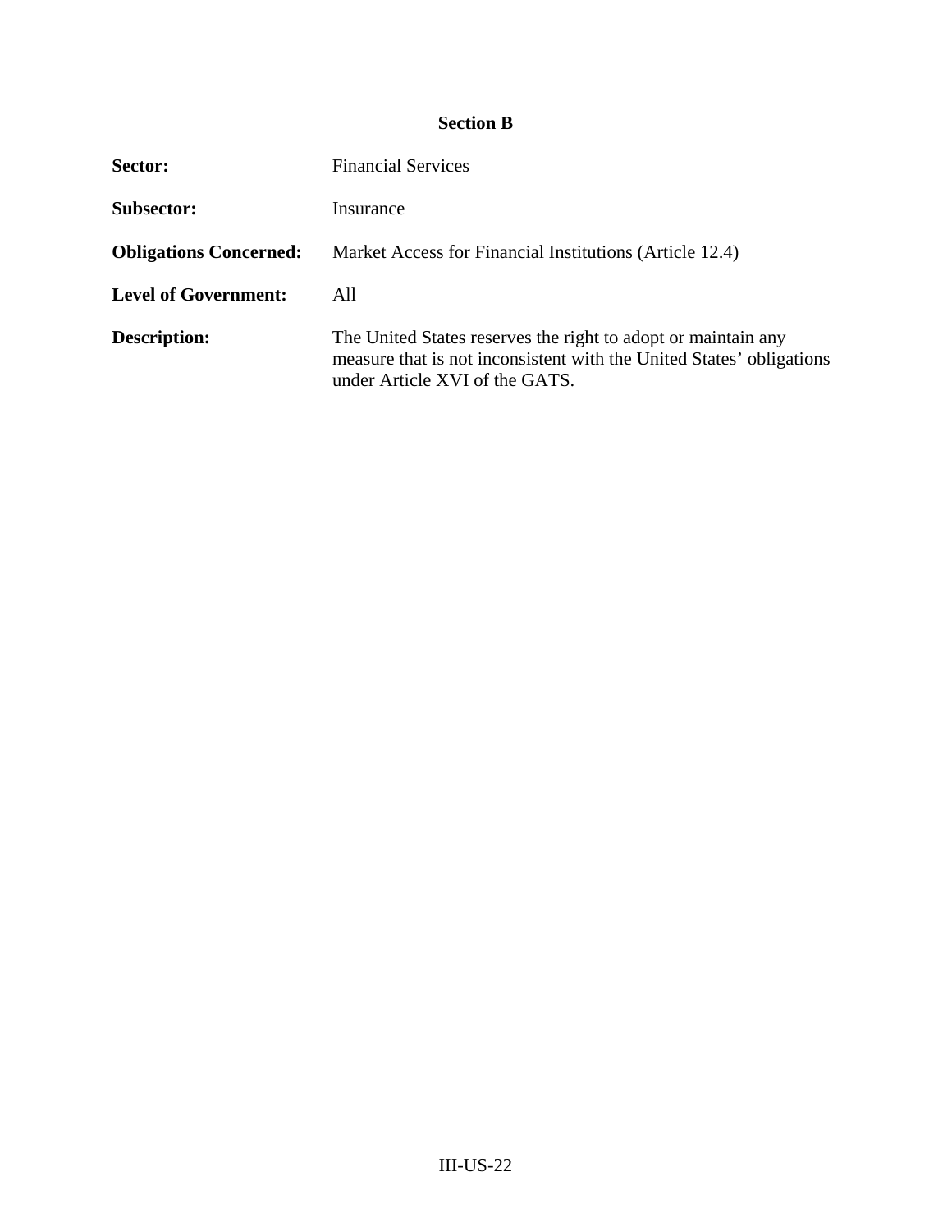## Section B

**Sector:** Financial Services

**Subsector:** Insurance

**Obligations Concerned:** Market Access for Financial Institutions (Article 12.4)

**Level of Government:** All

**Description:** The United States reserves the right to adopt or maintain any measure that is not inconsistent with the United States' obligations under Article XVI of the GATS.